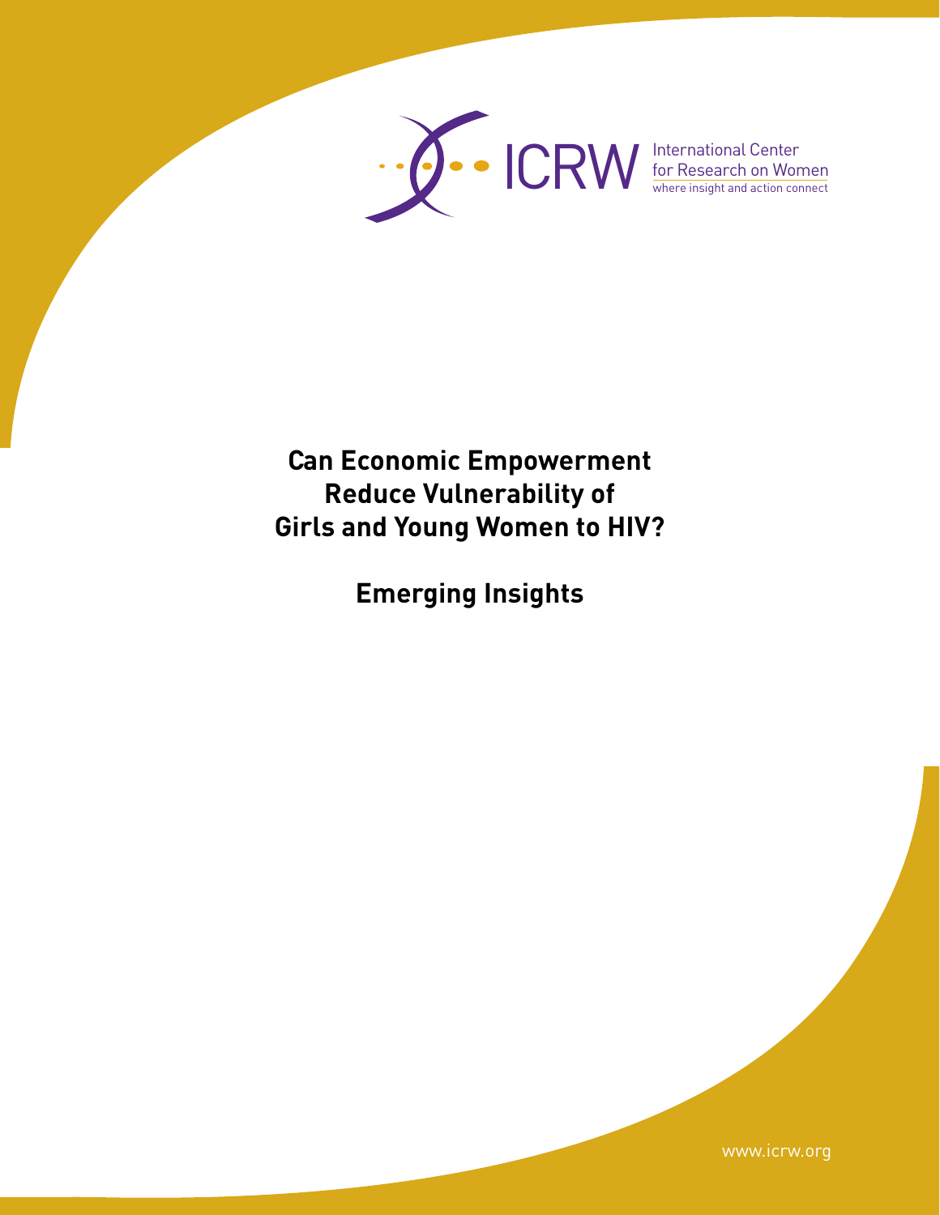ICRW International Center for Research on Women
where insight and action connect

# Can Economic Empowerment Reduce Vulnerability of Girls and Young Women to HIV?

## Emerging Insights

www.icrw.org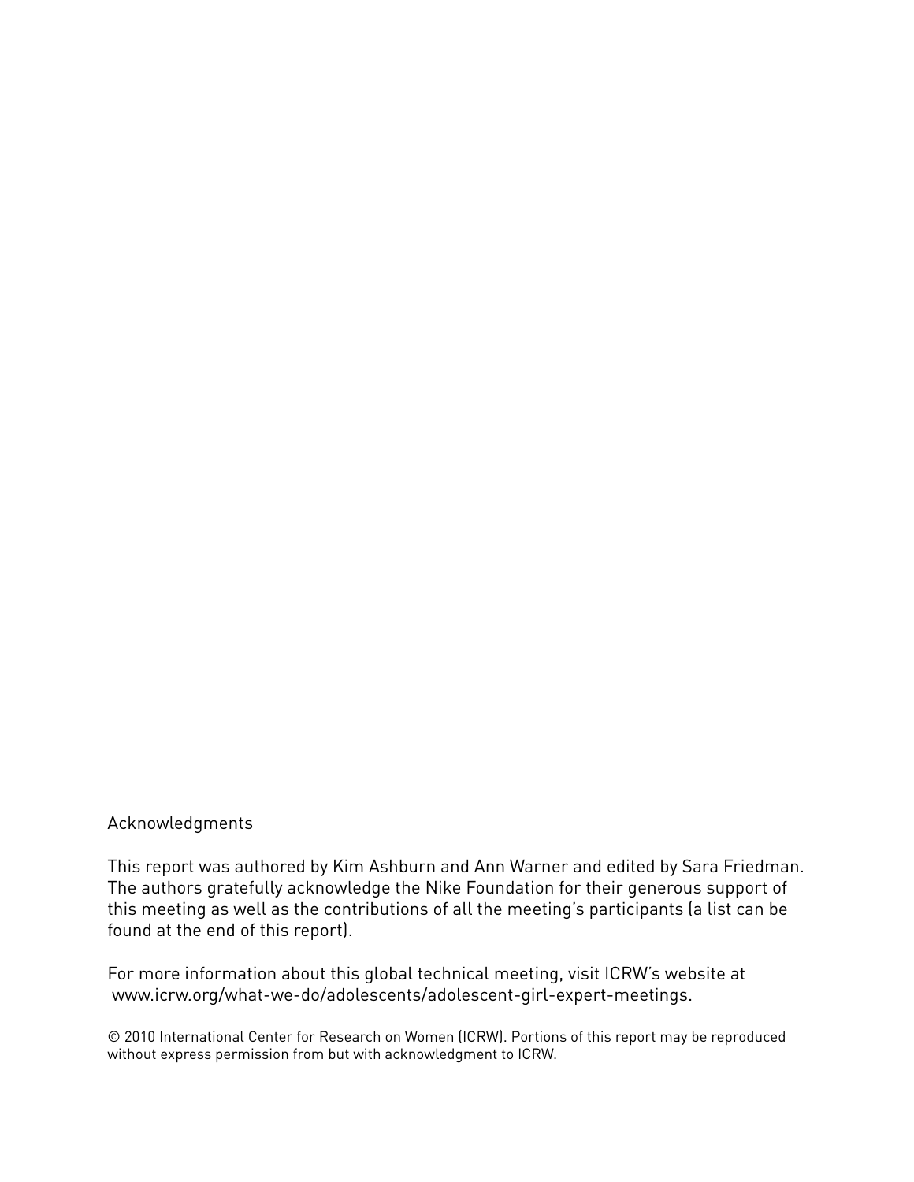## Acknowledgments

This report was authored by Kim Ashburn and Ann Warner and edited by Sara Friedman. The authors gratefully acknowledge the Nike Foundation for their generous support of this meeting as well as the contributions of all the meeting's participants (a list can be found at the end of this report).

For more information about this global technical meeting, visit ICRW's website at www.icrw.org/what-we-do/adolescents/adolescent-girl-expert-meetings.

© 2010 International Center for Research on Women (ICRW). Portions of this report may be reproduced without express permission from but with acknowledgment to ICRW.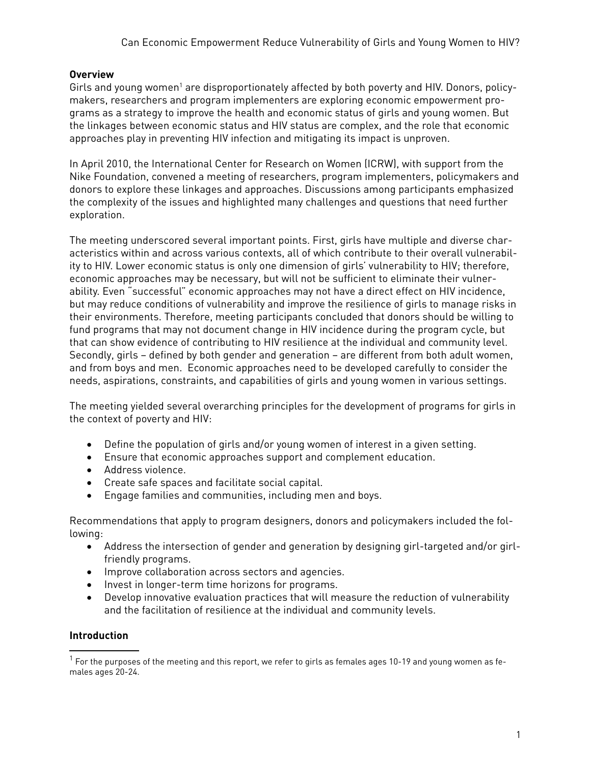## Overview

Girls and young women[1] are disproportionately affected by both poverty and HIV. Donors, policymakers, researchers and program implementers are exploring economic empowerment programs as a strategy to improve the health and economic status of girls and young women. But the linkages between economic status and HIV status are complex, and the role that economic approaches play in preventing HIV infection and mitigating its impact is unproven.

In April 2010, the International Center for Research on Women (ICRW), with support from the Nike Foundation, convened a meeting of researchers, program implementers, policymakers and donors to explore these linkages and approaches. Discussions among participants emphasized the complexity of the issues and highlighted many challenges and questions that need further exploration.

The meeting underscored several important points. First, girls have multiple and diverse characteristics within and across various contexts, all of which contribute to their overall vulnerability to HIV. Lower economic status is only one dimension of girls' vulnerability to HIV; therefore, economic approaches may be necessary, but will not be sufficient to eliminate their vulnerability. Even "successful" economic approaches may not have a direct effect on HIV incidence, but may reduce conditions of vulnerability and improve the resilience of girls to manage risks in their environments. Therefore, meeting participants concluded that donors should be willing to fund programs that may not document change in HIV incidence during the program cycle, but that can show evidence of contributing to HIV resilience at the individual and community level. Secondly, girls – defined by both gender and generation – are different from both adult women, and from boys and men. Economic approaches need to be developed carefully to consider the needs, aspirations, constraints, and capabilities of girls and young women in various settings.

The meeting yielded several overarching principles for the development of programs for girls in the context of poverty and HIV:

- Define the population of girls and/or young women of interest in a given setting.
- Ensure that economic approaches support and complement education.
- Address violence.
- Create safe spaces and facilitate social capital.
- Engage families and communities, including men and boys.

Recommendations that apply to program designers, donors and policymakers included the following:

- Address the intersection of gender and generation by designing girl-targeted and/or girl-friendly programs.
- Improve collaboration across sectors and agencies.
- Invest in longer-term time horizons for programs.
- Develop innovative evaluation practices that will measure the reduction of vulnerability and the facilitation of resilience at the individual and community levels.

## Introduction

[1] For the purposes of the meeting and this report, we refer to girls as females ages 10-19 and young women as females ages 20-24.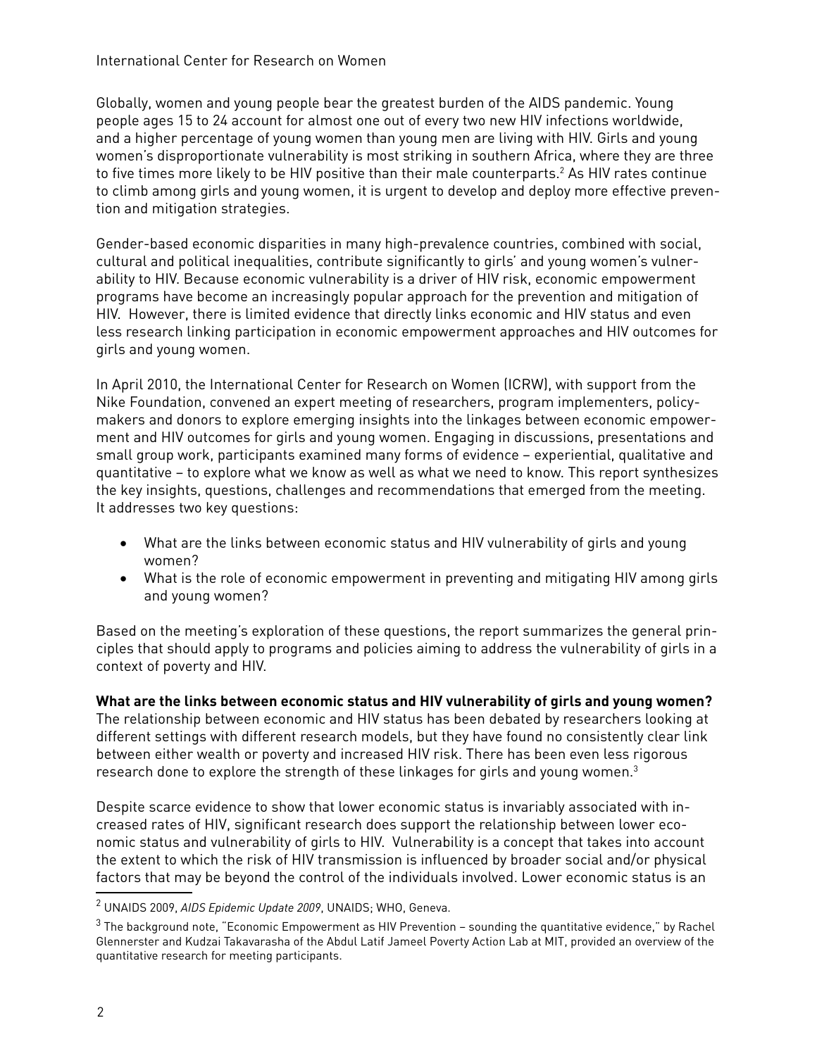Globally, women and young people bear the greatest burden of the AIDS pandemic. Young people ages 15 to 24 account for almost one out of every two new HIV infections worldwide, and a higher percentage of young women than young men are living with HIV. Girls and young women's disproportionate vulnerability is most striking in southern Africa, where they are three to five times more likely to be HIV positive than their male counterparts.[2] As HIV rates continue to climb among girls and young women, it is urgent to develop and deploy more effective prevention and mitigation strategies.

Gender-based economic disparities in many high-prevalence countries, combined with social, cultural and political inequalities, contribute significantly to girls' and young women's vulnerability to HIV. Because economic vulnerability is a driver of HIV risk, economic empowerment programs have become an increasingly popular approach for the prevention and mitigation of HIV. However, there is limited evidence that directly links economic and HIV status and even less research linking participation in economic empowerment approaches and HIV outcomes for girls and young women.

In April 2010, the International Center for Research on Women (ICRW), with support from the Nike Foundation, convened an expert meeting of researchers, program implementers, policymakers and donors to explore emerging insights into the linkages between economic empowerment and HIV outcomes for girls and young women. Engaging in discussions, presentations and small group work, participants examined many forms of evidence – experiential, qualitative and quantitative – to explore what we know as well as what we need to know. This report synthesizes the key insights, questions, challenges and recommendations that emerged from the meeting. It addresses two key questions:

- What are the links between economic status and HIV vulnerability of girls and young women?
- What is the role of economic empowerment in preventing and mitigating HIV among girls and young women?

Based on the meeting's exploration of these questions, the report summarizes the general principles that should apply to programs and policies aiming to address the vulnerability of girls in a context of poverty and HIV.

**What are the links between economic status and HIV vulnerability of girls and young women?**
The relationship between economic and HIV status has been debated by researchers looking at different settings with different research models, but they have found no consistently clear link between either wealth or poverty and increased HIV risk. There has been even less rigorous research done to explore the strength of these linkages for girls and young women.[3]

Despite scarce evidence to show that lower economic status is invariably associated with increased rates of HIV, significant research does support the relationship between lower economic status and vulnerability of girls to HIV. Vulnerability is a concept that takes into account the extent to which the risk of HIV transmission is influenced by broader social and/or physical factors that may be beyond the control of the individuals involved. Lower economic status is an

[2] UNAIDS 2009, *AIDS Epidemic Update 2009*, UNAIDS; WHO, Geneva.

[3] The background note, "Economic Empowerment as HIV Prevention – sounding the quantitative evidence," by Rachel Glennerster and Kudzai Takavarasha of the Abdul Latif Jameel Poverty Action Lab at MIT, provided an overview of the quantitative research for meeting participants.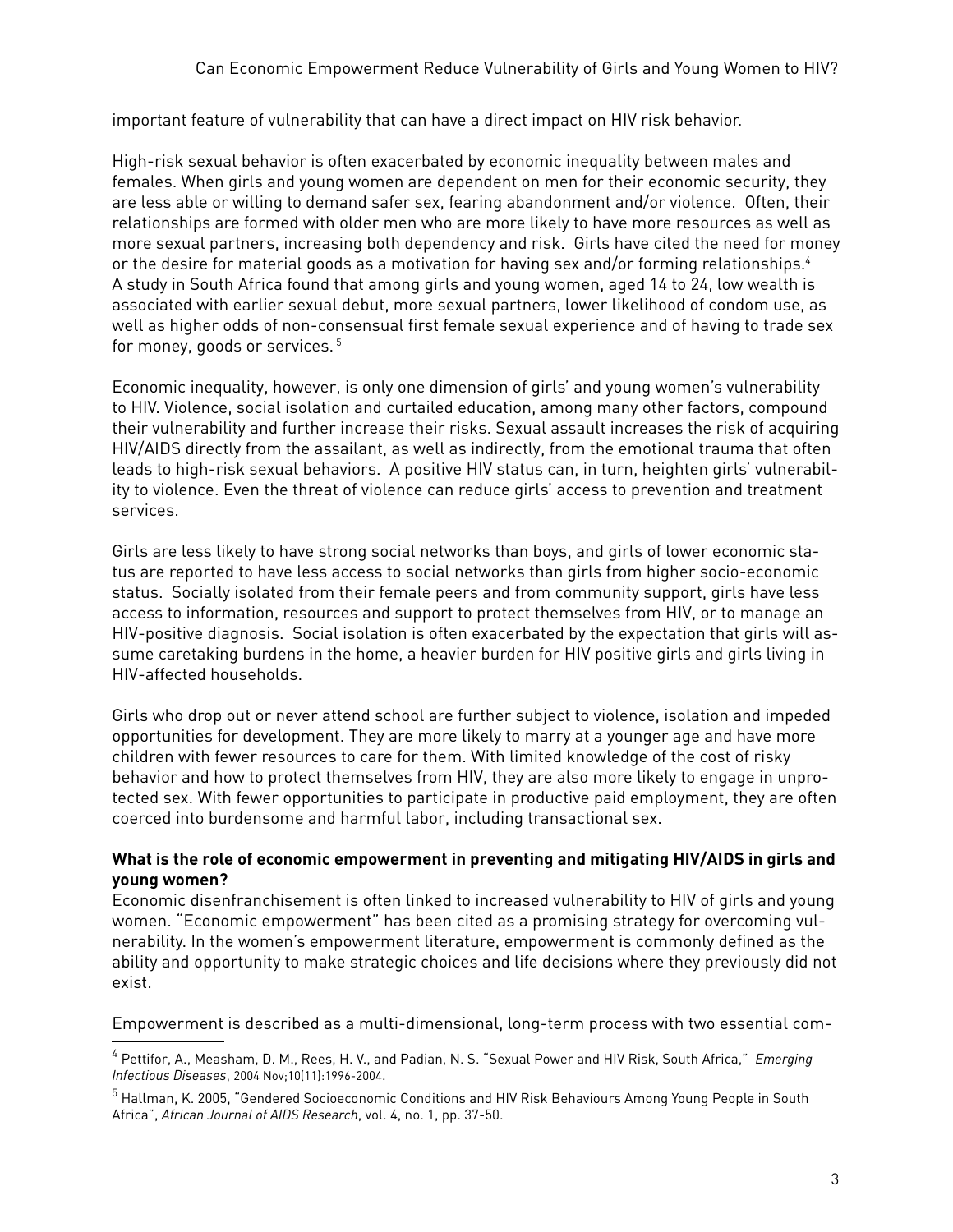important feature of vulnerability that can have a direct impact on HIV risk behavior.

High-risk sexual behavior is often exacerbated by economic inequality between males and females. When girls and young women are dependent on men for their economic security, they are less able or willing to demand safer sex, fearing abandonment and/or violence. Often, their relationships are formed with older men who are more likely to have more resources as well as more sexual partners, increasing both dependency and risk. Girls have cited the need for money or the desire for material goods as a motivation for having sex and/or forming relationships.[4] A study in South Africa found that among girls and young women, aged 14 to 24, low wealth is associated with earlier sexual debut, more sexual partners, lower likelihood of condom use, as well as higher odds of non-consensual first female sexual experience and of having to trade sex for money, goods or services.[5]

Economic inequality, however, is only one dimension of girls' and young women's vulnerability to HIV. Violence, social isolation and curtailed education, among many other factors, compound their vulnerability and further increase their risks. Sexual assault increases the risk of acquiring HIV/AIDS directly from the assailant, as well as indirectly, from the emotional trauma that often leads to high-risk sexual behaviors. A positive HIV status can, in turn, heighten girls' vulnerability to violence. Even the threat of violence can reduce girls' access to prevention and treatment services.

Girls are less likely to have strong social networks than boys, and girls of lower economic status are reported to have less access to social networks than girls from higher socio-economic status. Socially isolated from their female peers and from community support, girls have less access to information, resources and support to protect themselves from HIV, or to manage an HIV-positive diagnosis. Social isolation is often exacerbated by the expectation that girls will assume caretaking burdens in the home, a heavier burden for HIV positive girls and girls living in HIV-affected households.

Girls who drop out or never attend school are further subject to violence, isolation and impeded opportunities for development. They are more likely to marry at a younger age and have more children with fewer resources to care for them. With limited knowledge of the cost of risky behavior and how to protect themselves from HIV, they are also more likely to engage in unprotected sex. With fewer opportunities to participate in productive paid employment, they are often coerced into burdensome and harmful labor, including transactional sex.

**What is the role of economic empowerment in preventing and mitigating HIV/AIDS in girls and young women?**

Economic disenfranchisement is often linked to increased vulnerability to HIV of girls and young women. "Economic empowerment" has been cited as a promising strategy for overcoming vulnerability. In the women's empowerment literature, empowerment is commonly defined as the ability and opportunity to make strategic choices and life decisions where they previously did not exist.

Empowerment is described as a multi-dimensional, long-term process with two essential com-

[4] Pettifor, A., Measham, D. M., Rees, H. V., and Padian, N. S. "Sexual Power and HIV Risk, South Africa," *Emerging Infectious Diseases*, 2004 Nov;10(11):1996-2004.

[5] Hallman, K. 2005, "Gendered Socioeconomic Conditions and HIV Risk Behaviours Among Young People in South Africa", *African Journal of AIDS Research*, vol. 4, no. 1, pp. 37-50.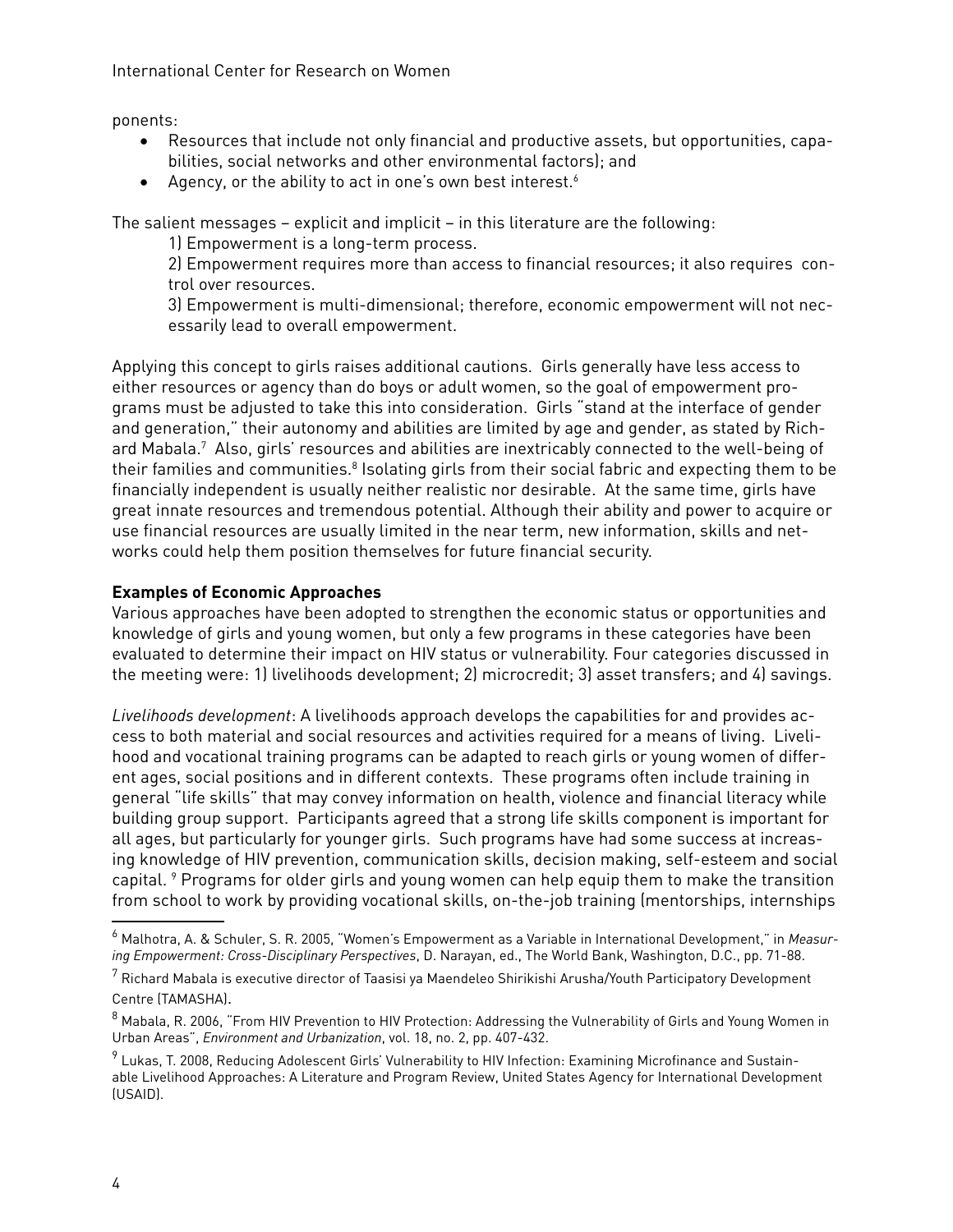ponents:

- Resources that include not only financial and productive assets, but opportunities, capabilities, social networks and other environmental factors); and
- Agency, or the ability to act in one's own best interest.[6]

The salient messages – explicit and implicit – in this literature are the following:

1) Empowerment is a long-term process.

2) Empowerment requires more than access to financial resources; it also requires control over resources.

3) Empowerment is multi-dimensional; therefore, economic empowerment will not necessarily lead to overall empowerment.

Applying this concept to girls raises additional cautions. Girls generally have less access to either resources or agency than do boys or adult women, so the goal of empowerment programs must be adjusted to take this into consideration. Girls "stand at the interface of gender and generation," their autonomy and abilities are limited by age and gender, as stated by Richard Mabala.[7] Also, girls' resources and abilities are inextricably connected to the well-being of their families and communities.[8] Isolating girls from their social fabric and expecting them to be financially independent is usually neither realistic nor desirable. At the same time, girls have great innate resources and tremendous potential. Although their ability and power to acquire or use financial resources are usually limited in the near term, new information, skills and networks could help them position themselves for future financial security.

**Examples of Economic Approaches**

Various approaches have been adopted to strengthen the economic status or opportunities and knowledge of girls and young women, but only a few programs in these categories have been evaluated to determine their impact on HIV status or vulnerability. Four categories discussed in the meeting were: 1) livelihoods development; 2) microcredit; 3) asset transfers; and 4) savings.

*Livelihoods development*: A livelihoods approach develops the capabilities for and provides access to both material and social resources and activities required for a means of living. Livelihood and vocational training programs can be adapted to reach girls or young women of different ages, social positions and in different contexts. These programs often include training in general "life skills" that may convey information on health, violence and financial literacy while building group support. Participants agreed that a strong life skills component is important for all ages, but particularly for younger girls. Such programs have had some success at increasing knowledge of HIV prevention, communication skills, decision making, self-esteem and social capital. [9] Programs for older girls and young women can help equip them to make the transition from school to work by providing vocational skills, on-the-job training (mentorships, internships

---

[6] Malhotra, A. & Schuler, S. R. 2005, "Women's Empowerment as a Variable in International Development," in *Measuring Empowerment: Cross-Disciplinary Perspectives*, D. Narayan, ed., The World Bank, Washington, D.C., pp. 71-88.

[7] Richard Mabala is executive director of Taasisi ya Maendeleo Shirikishi Arusha/Youth Participatory Development Centre (TAMASHA).

[8] Mabala, R. 2006, "From HIV Prevention to HIV Protection: Addressing the Vulnerability of Girls and Young Women in Urban Areas", *Environment and Urbanization*, vol. 18, no. 2, pp. 407-432.

[9] Lukas, T. 2008, Reducing Adolescent Girls' Vulnerability to HIV Infection: Examining Microfinance and Sustainable Livelihood Approaches: A Literature and Program Review, United States Agency for International Development (USAID).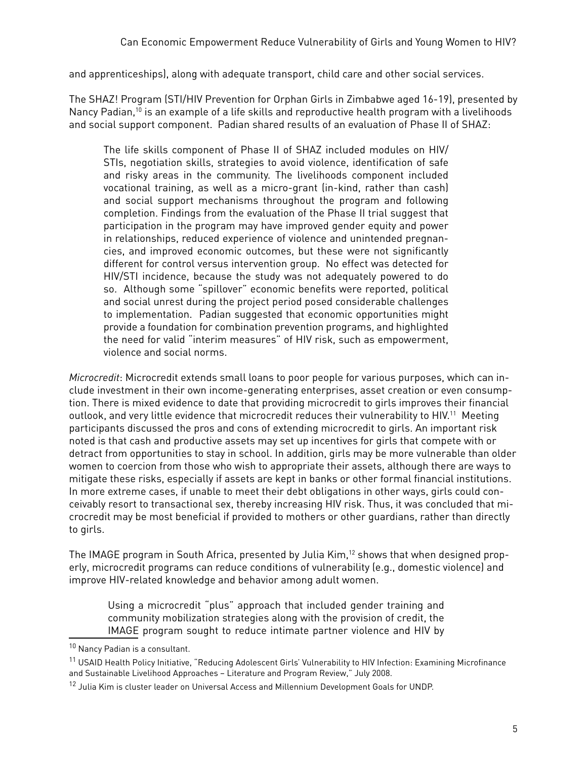and apprenticeships), along with adequate transport, child care and other social services.

The SHAZ! Program (STI/HIV Prevention for Orphan Girls in Zimbabwe aged 16-19), presented by Nancy Padian,[10] is an example of a life skills and reproductive health program with a livelihoods and social support component. Padian shared results of an evaluation of Phase II of SHAZ:

> The life skills component of Phase II of SHAZ included modules on HIV/STIs, negotiation skills, strategies to avoid violence, identification of safe and risky areas in the community. The livelihoods component included vocational training, as well as a micro-grant (in-kind, rather than cash) and social support mechanisms throughout the program and following completion. Findings from the evaluation of the Phase II trial suggest that participation in the program may have improved gender equity and power in relationships, reduced experience of violence and unintended pregnancies, and improved economic outcomes, but these were not significantly different for control versus intervention group. No effect was detected for HIV/STI incidence, because the study was not adequately powered to do so. Although some "spillover" economic benefits were reported, political and social unrest during the project period posed considerable challenges to implementation. Padian suggested that economic opportunities might provide a foundation for combination prevention programs, and highlighted the need for valid "interim measures" of HIV risk, such as empowerment, violence and social norms.

*Microcredit*: Microcredit extends small loans to poor people for various purposes, which can include investment in their own income-generating enterprises, asset creation or even consumption. There is mixed evidence to date that providing microcredit to girls improves their financial outlook, and very little evidence that microcredit reduces their vulnerability to HIV.[11] Meeting participants discussed the pros and cons of extending microcredit to girls. An important risk noted is that cash and productive assets may set up incentives for girls that compete with or detract from opportunities to stay in school. In addition, girls may be more vulnerable than older women to coercion from those who wish to appropriate their assets, although there are ways to mitigate these risks, especially if assets are kept in banks or other formal financial institutions. In more extreme cases, if unable to meet their debt obligations in other ways, girls could conceivably resort to transactional sex, thereby increasing HIV risk. Thus, it was concluded that microcredit may be most beneficial if provided to mothers or other guardians, rather than directly to girls.

The IMAGE program in South Africa, presented by Julia Kim,[12] shows that when designed properly, microcredit programs can reduce conditions of vulnerability (e.g., domestic violence) and improve HIV-related knowledge and behavior among adult women.

> Using a microcredit "plus" approach that included gender training and community mobilization strategies along with the provision of credit, the IMAGE program sought to reduce intimate partner violence and HIV by

---

[10] Nancy Padian is a consultant.

[11] USAID Health Policy Initiative, "Reducing Adolescent Girls' Vulnerability to HIV Infection: Examining Microfinance and Sustainable Livelihood Approaches – Literature and Program Review," July 2008.

[12] Julia Kim is cluster leader on Universal Access and Millennium Development Goals for UNDP.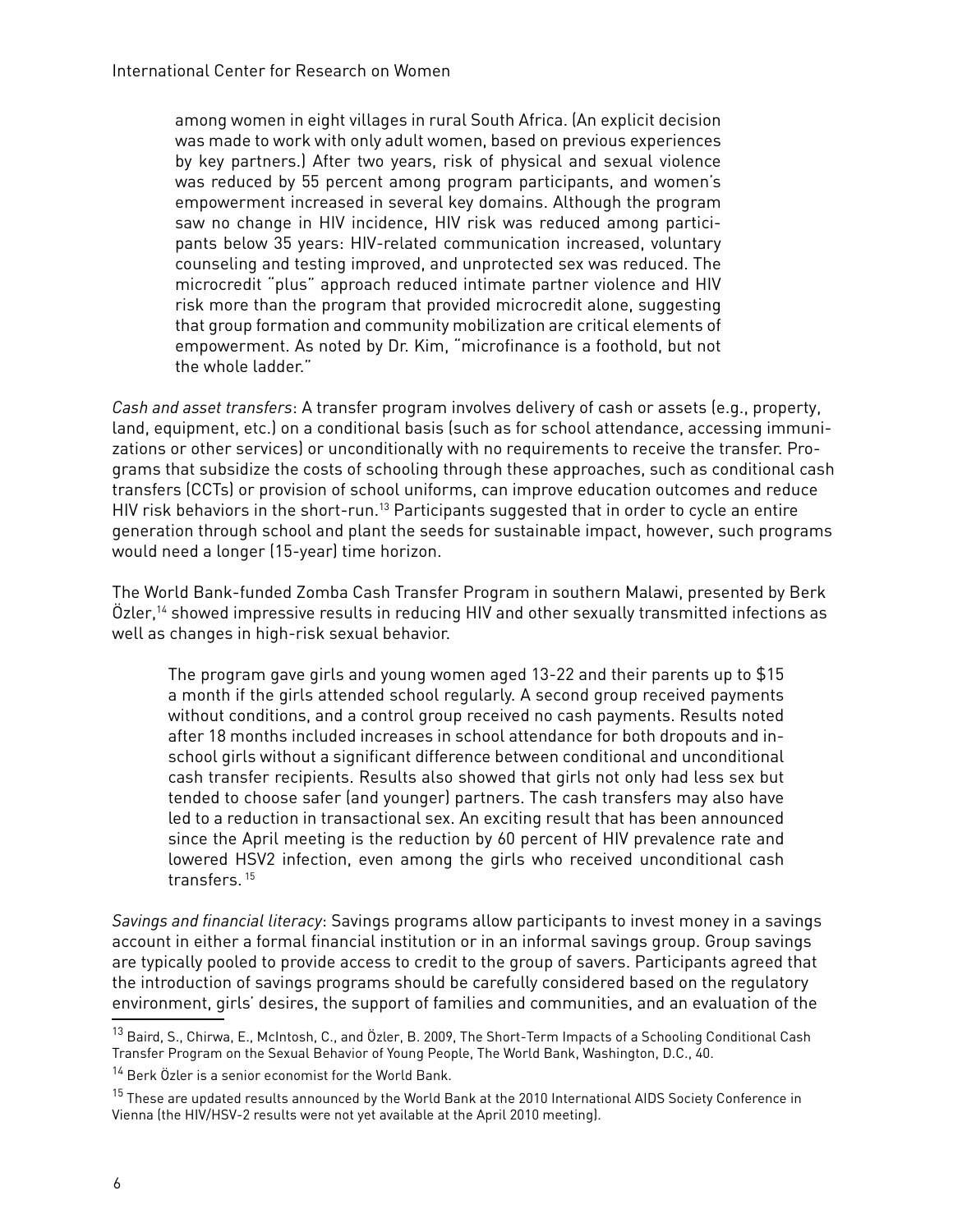> among women in eight villages in rural South Africa. (An explicit decision was made to work with only adult women, based on previous experiences by key partners.) After two years, risk of physical and sexual violence was reduced by 55 percent among program participants, and women's empowerment increased in several key domains. Although the program saw no change in HIV incidence, HIV risk was reduced among participants below 35 years: HIV-related communication increased, voluntary counseling and testing improved, and unprotected sex was reduced. The microcredit "plus" approach reduced intimate partner violence and HIV risk more than the program that provided microcredit alone, suggesting that group formation and community mobilization are critical elements of empowerment. As noted by Dr. Kim, "microfinance is a foothold, but not the whole ladder."

*Cash and asset transfers*: A transfer program involves delivery of cash or assets (e.g., property, land, equipment, etc.) on a conditional basis (such as for school attendance, accessing immunizations or other services) or unconditionally with no requirements to receive the transfer. Programs that subsidize the costs of schooling through these approaches, such as conditional cash transfers (CCTs) or provision of school uniforms, can improve education outcomes and reduce HIV risk behaviors in the short-run.[13] Participants suggested that in order to cycle an entire generation through school and plant the seeds for sustainable impact, however, such programs would need a longer (15-year) time horizon.

The World Bank-funded Zomba Cash Transfer Program in southern Malawi, presented by Berk Özler,[14] showed impressive results in reducing HIV and other sexually transmitted infections as well as changes in high-risk sexual behavior.

> The program gave girls and young women aged 13-22 and their parents up to $15 a month if the girls attended school regularly. A second group received payments without conditions, and a control group received no cash payments. Results noted after 18 months included increases in school attendance for both dropouts and in-school girls without a significant difference between conditional and unconditional cash transfer recipients. Results also showed that girls not only had less sex but tended to choose safer (and younger) partners. The cash transfers may also have led to a reduction in transactional sex. An exciting result that has been announced since the April meeting is the reduction by 60 percent of HIV prevalence rate and lowered HSV2 infection, even among the girls who received unconditional cash transfers.[15]

*Savings and financial literacy*: Savings programs allow participants to invest money in a savings account in either a formal financial institution or in an informal savings group. Group savings are typically pooled to provide access to credit to the group of savers. Participants agreed that the introduction of savings programs should be carefully considered based on the regulatory environment, girls' desires, the support of families and communities, and an evaluation of the

---

[13] Baird, S., Chirwa, E., McIntosh, C., and Özler, B. 2009, The Short-Term Impacts of a Schooling Conditional Cash Transfer Program on the Sexual Behavior of Young People, The World Bank, Washington, D.C., 40.

[14] Berk Özler is a senior economist for the World Bank.

[15] These are updated results announced by the World Bank at the 2010 International AIDS Society Conference in Vienna (the HIV/HSV-2 results were not yet available at the April 2010 meeting).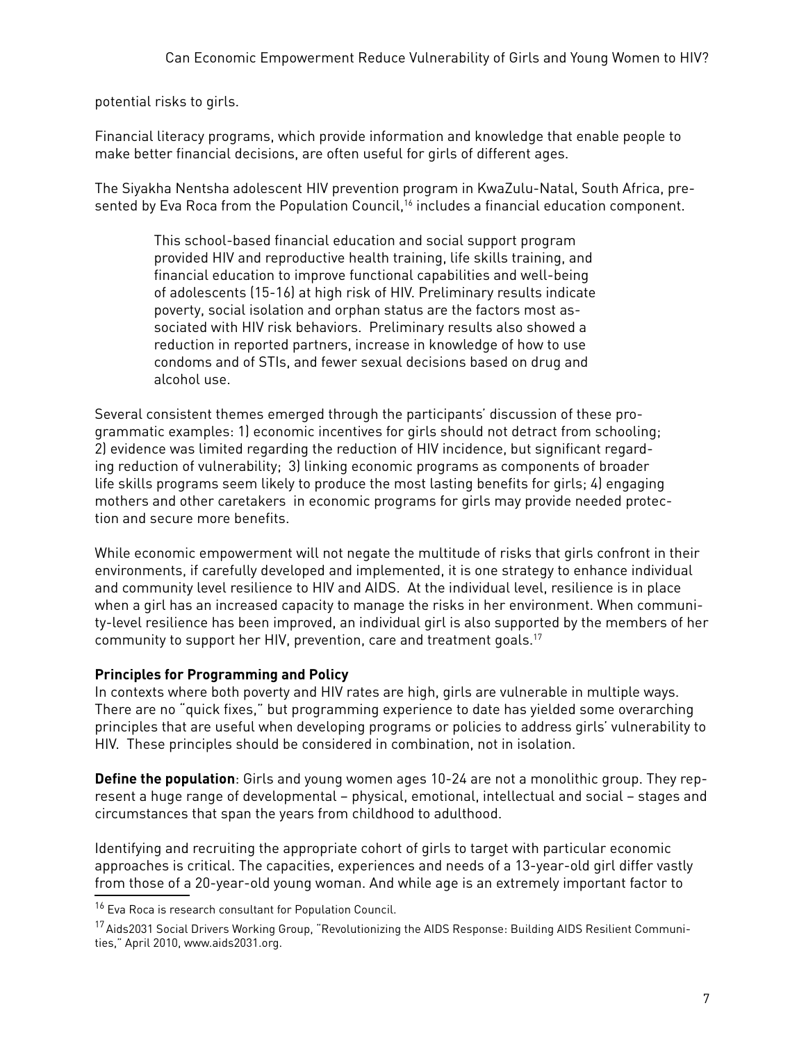potential risks to girls.

Financial literacy programs, which provide information and knowledge that enable people to make better financial decisions, are often useful for girls of different ages.

The Siyakha Nentsha adolescent HIV prevention program in KwaZulu-Natal, South Africa, presented by Eva Roca from the Population Council,[16] includes a financial education component.

> This school-based financial education and social support program provided HIV and reproductive health training, life skills training, and financial education to improve functional capabilities and well-being of adolescents (15-16) at high risk of HIV. Preliminary results indicate poverty, social isolation and orphan status are the factors most associated with HIV risk behaviors. Preliminary results also showed a reduction in reported partners, increase in knowledge of how to use condoms and of STIs, and fewer sexual decisions based on drug and alcohol use.

Several consistent themes emerged through the participants' discussion of these programmatic examples: 1) economic incentives for girls should not detract from schooling; 2) evidence was limited regarding the reduction of HIV incidence, but significant regarding reduction of vulnerability; 3) linking economic programs as components of broader life skills programs seem likely to produce the most lasting benefits for girls; 4) engaging mothers and other caretakers in economic programs for girls may provide needed protection and secure more benefits.

While economic empowerment will not negate the multitude of risks that girls confront in their environments, if carefully developed and implemented, it is one strategy to enhance individual and community level resilience to HIV and AIDS. At the individual level, resilience is in place when a girl has an increased capacity to manage the risks in her environment. When community-level resilience has been improved, an individual girl is also supported by the members of her community to support her HIV, prevention, care and treatment goals.[17]

**Principles for Programming and Policy**

In contexts where both poverty and HIV rates are high, girls are vulnerable in multiple ways. There are no "quick fixes," but programming experience to date has yielded some overarching principles that are useful when developing programs or policies to address girls' vulnerability to HIV. These principles should be considered in combination, not in isolation.

**Define the population**: Girls and young women ages 10-24 are not a monolithic group. They represent a huge range of developmental – physical, emotional, intellectual and social – stages and circumstances that span the years from childhood to adulthood.

Identifying and recruiting the appropriate cohort of girls to target with particular economic approaches is critical. The capacities, experiences and needs of a 13-year-old girl differ vastly from those of a 20-year-old young woman. And while age is an extremely important factor to

---

[16] Eva Roca is research consultant for Population Council.

[17] Aids2031 Social Drivers Working Group, "Revolutionizing the AIDS Response: Building AIDS Resilient Communities," April 2010, www.aids2031.org.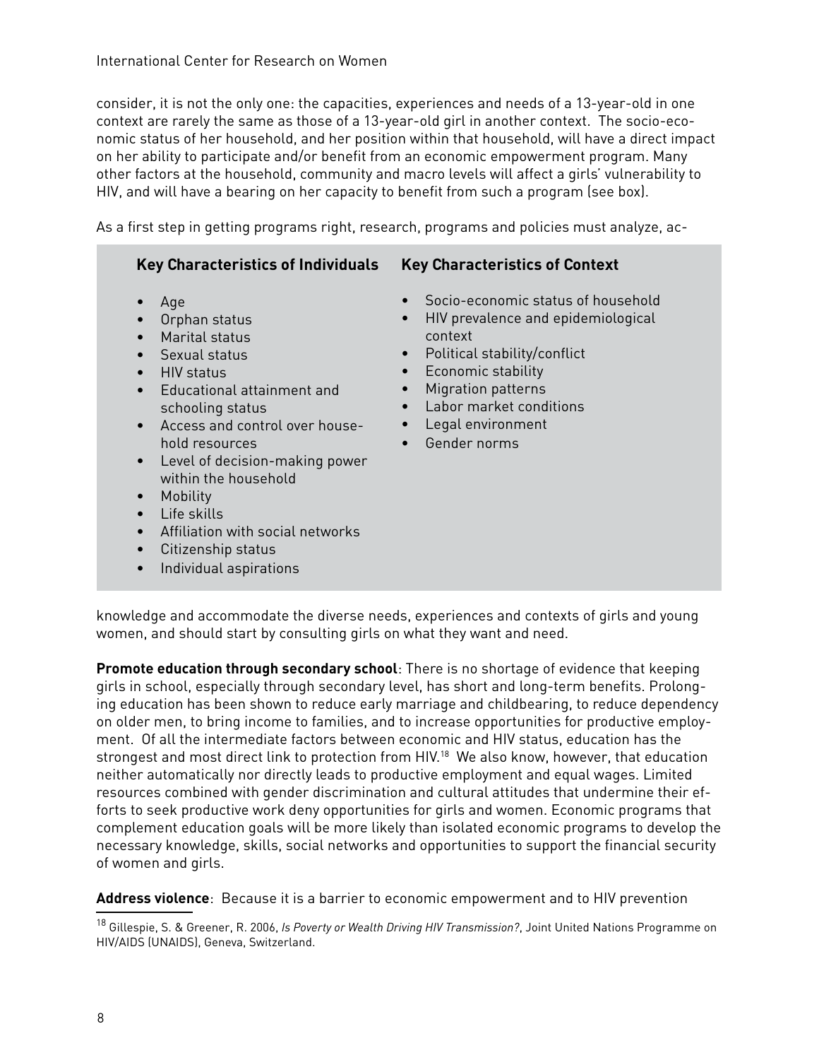consider, it is not the only one: the capacities, experiences and needs of a 13-year-old in one context are rarely the same as those of a 13-year-old girl in another context. The socio-economic status of her household, and her position within that household, will have a direct impact on her ability to participate and/or benefit from an economic empowerment program. Many other factors at the household, community and macro levels will affect a girls' vulnerability to HIV, and will have a bearing on her capacity to benefit from such a program (see box).

As a first step in getting programs right, research, programs and policies must analyze, acknowledge and accommodate the diverse needs, experiences and contexts of girls and young women, and should start by consulting girls on what they want and need.

**Key Characteristics of Individuals**

- Age
- Orphan status
- Marital status
- Sexual status
- HIV status
- Educational attainment and schooling status
- Access and control over household resources
- Level of decision-making power within the household
- Mobility
- Life skills
- Affiliation with social networks
- Citizenship status
- Individual aspirations

**Key Characteristics of Context**

- Socio-economic status of household
- HIV prevalence and epidemiological context
- Political stability/conflict
- Economic stability
- Migration patterns
- Labor market conditions
- Legal environment
- Gender norms

**Promote education through secondary school**: There is no shortage of evidence that keeping girls in school, especially through secondary level, has short and long-term benefits. Prolonging education has been shown to reduce early marriage and childbearing, to reduce dependency on older men, to bring income to families, and to increase opportunities for productive employment. Of all the intermediate factors between economic and HIV status, education has the strongest and most direct link to protection from HIV.[18] We also know, however, that education neither automatically nor directly leads to productive employment and equal wages. Limited resources combined with gender discrimination and cultural attitudes that undermine their efforts to seek productive work deny opportunities for girls and women. Economic programs that complement education goals will be more likely than isolated economic programs to develop the necessary knowledge, skills, social networks and opportunities to support the financial security of women and girls.

**Address violence**: Because it is a barrier to economic empowerment and to HIV prevention

[18] Gillespie, S. & Greener, R. 2006, *Is Poverty or Wealth Driving HIV Transmission?*, Joint United Nations Programme on HIV/AIDS (UNAIDS), Geneva, Switzerland.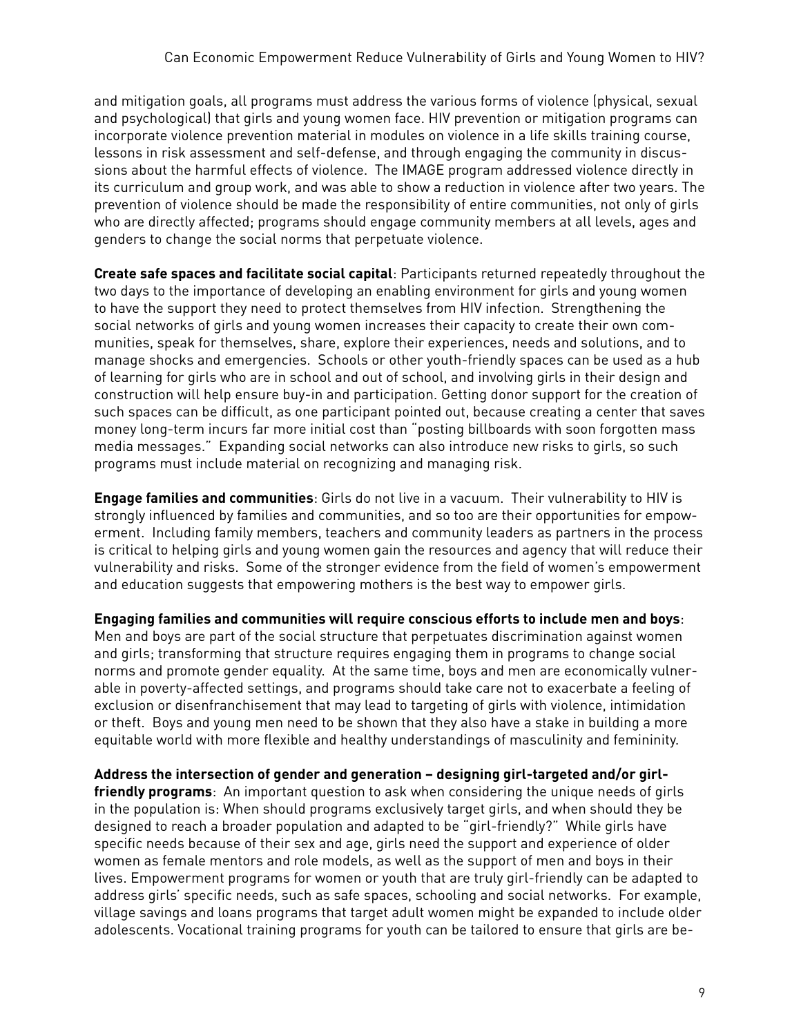and mitigation goals, all programs must address the various forms of violence (physical, sexual and psychological) that girls and young women face. HIV prevention or mitigation programs can incorporate violence prevention material in modules on violence in a life skills training course, lessons in risk assessment and self-defense, and through engaging the community in discussions about the harmful effects of violence. The IMAGE program addressed violence directly in its curriculum and group work, and was able to show a reduction in violence after two years. The prevention of violence should be made the responsibility of entire communities, not only of girls who are directly affected; programs should engage community members at all levels, ages and genders to change the social norms that perpetuate violence.

**Create safe spaces and facilitate social capital**: Participants returned repeatedly throughout the two days to the importance of developing an enabling environment for girls and young women to have the support they need to protect themselves from HIV infection. Strengthening the social networks of girls and young women increases their capacity to create their own communities, speak for themselves, share, explore their experiences, needs and solutions, and to manage shocks and emergencies. Schools or other youth-friendly spaces can be used as a hub of learning for girls who are in school and out of school, and involving girls in their design and construction will help ensure buy-in and participation. Getting donor support for the creation of such spaces can be difficult, as one participant pointed out, because creating a center that saves money long-term incurs far more initial cost than "posting billboards with soon forgotten mass media messages." Expanding social networks can also introduce new risks to girls, so such programs must include material on recognizing and managing risk.

**Engage families and communities**: Girls do not live in a vacuum. Their vulnerability to HIV is strongly influenced by families and communities, and so too are their opportunities for empowerment. Including family members, teachers and community leaders as partners in the process is critical to helping girls and young women gain the resources and agency that will reduce their vulnerability and risks. Some of the stronger evidence from the field of women's empowerment and education suggests that empowering mothers is the best way to empower girls.

**Engaging families and communities will require conscious efforts to include men and boys**: Men and boys are part of the social structure that perpetuates discrimination against women and girls; transforming that structure requires engaging them in programs to change social norms and promote gender equality. At the same time, boys and men are economically vulnerable in poverty-affected settings, and programs should take care not to exacerbate a feeling of exclusion or disenfranchisement that may lead to targeting of girls with violence, intimidation or theft. Boys and young men need to be shown that they also have a stake in building a more equitable world with more flexible and healthy understandings of masculinity and femininity.

**Address the intersection of gender and generation – designing girl-targeted and/or girl-friendly programs**: An important question to ask when considering the unique needs of girls in the population is: When should programs exclusively target girls, and when should they be designed to reach a broader population and adapted to be "girl-friendly?" While girls have specific needs because of their sex and age, girls need the support and experience of older women as female mentors and role models, as well as the support of men and boys in their lives. Empowerment programs for women or youth that are truly girl-friendly can be adapted to address girls' specific needs, such as safe spaces, schooling and social networks. For example, village savings and loans programs that target adult women might be expanded to include older adolescents. Vocational training programs for youth can be tailored to ensure that girls are be-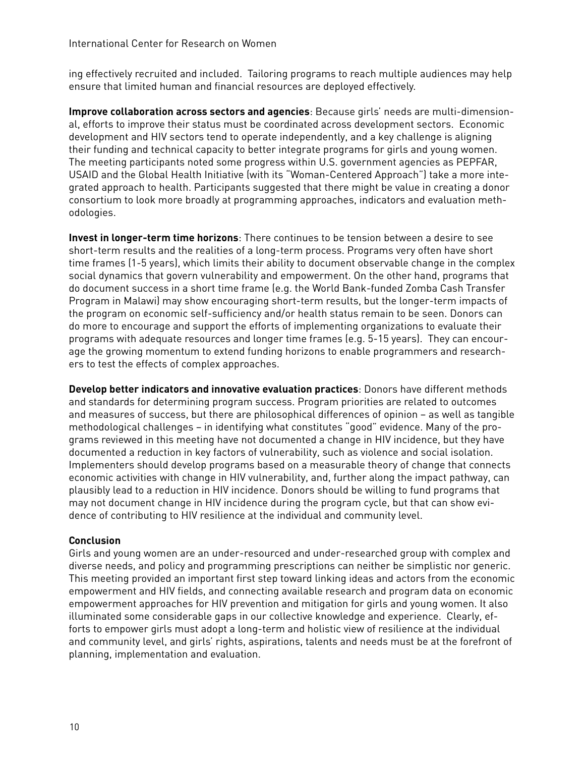ing effectively recruited and included. Tailoring programs to reach multiple audiences may help ensure that limited human and financial resources are deployed effectively.

**Improve collaboration across sectors and agencies**: Because girls' needs are multi-dimensional, efforts to improve their status must be coordinated across development sectors. Economic development and HIV sectors tend to operate independently, and a key challenge is aligning their funding and technical capacity to better integrate programs for girls and young women. The meeting participants noted some progress within U.S. government agencies as PEPFAR, USAID and the Global Health Initiative (with its "Woman-Centered Approach") take a more integrated approach to health. Participants suggested that there might be value in creating a donor consortium to look more broadly at programming approaches, indicators and evaluation methodologies.

**Invest in longer-term time horizons**: There continues to be tension between a desire to see short-term results and the realities of a long-term process. Programs very often have short time frames (1-5 years), which limits their ability to document observable change in the complex social dynamics that govern vulnerability and empowerment. On the other hand, programs that do document success in a short time frame (e.g. the World Bank-funded Zomba Cash Transfer Program in Malawi) may show encouraging short-term results, but the longer-term impacts of the program on economic self-sufficiency and/or health status remain to be seen. Donors can do more to encourage and support the efforts of implementing organizations to evaluate their programs with adequate resources and longer time frames (e.g. 5-15 years). They can encourage the growing momentum to extend funding horizons to enable programmers and researchers to test the effects of complex approaches.

**Develop better indicators and innovative evaluation practices**: Donors have different methods and standards for determining program success. Program priorities are related to outcomes and measures of success, but there are philosophical differences of opinion – as well as tangible methodological challenges – in identifying what constitutes "good" evidence. Many of the programs reviewed in this meeting have not documented a change in HIV incidence, but they have documented a reduction in key factors of vulnerability, such as violence and social isolation. Implementers should develop programs based on a measurable theory of change that connects economic activities with change in HIV vulnerability, and, further along the impact pathway, can plausibly lead to a reduction in HIV incidence. Donors should be willing to fund programs that may not document change in HIV incidence during the program cycle, but that can show evidence of contributing to HIV resilience at the individual and community level.

**Conclusion**

Girls and young women are an under-resourced and under-researched group with complex and diverse needs, and policy and programming prescriptions can neither be simplistic nor generic. This meeting provided an important first step toward linking ideas and actors from the economic empowerment and HIV fields, and connecting available research and program data on economic empowerment approaches for HIV prevention and mitigation for girls and young women. It also illuminated some considerable gaps in our collective knowledge and experience. Clearly, efforts to empower girls must adopt a long-term and holistic view of resilience at the individual and community level, and girls' rights, aspirations, talents and needs must be at the forefront of planning, implementation and evaluation.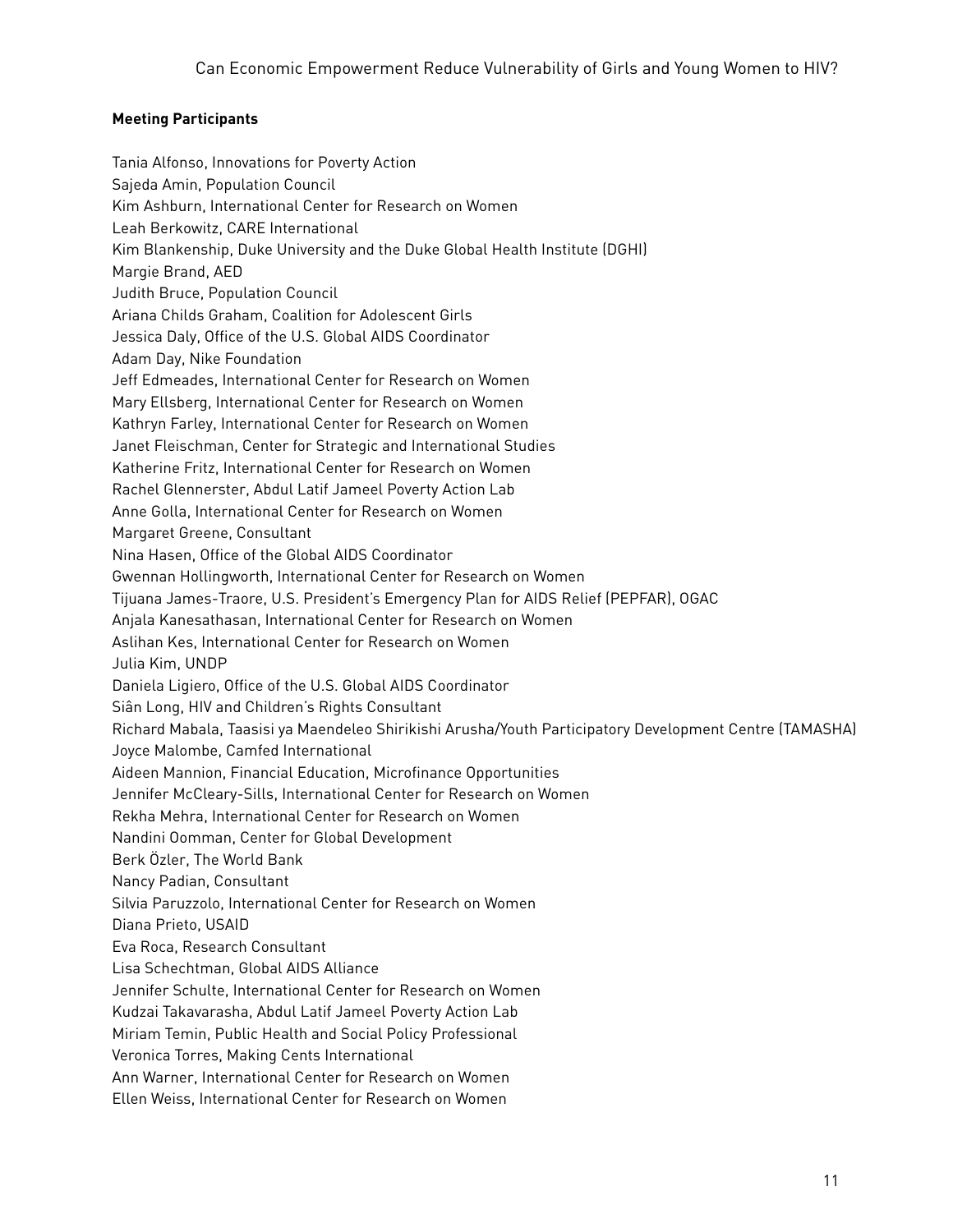**Meeting Participants**

Tania Alfonso, Innovations for Poverty Action
Sajeda Amin, Population Council
Kim Ashburn, International Center for Research on Women
Leah Berkowitz, CARE International
Kim Blankenship, Duke University and the Duke Global Health Institute (DGHI)
Margie Brand, AED
Judith Bruce, Population Council
Ariana Childs Graham, Coalition for Adolescent Girls
Jessica Daly, Office of the U.S. Global AIDS Coordinator
Adam Day, Nike Foundation
Jeff Edmeades, International Center for Research on Women
Mary Ellsberg, International Center for Research on Women
Kathryn Farley, International Center for Research on Women
Janet Fleischman, Center for Strategic and International Studies
Katherine Fritz, International Center for Research on Women
Rachel Glennerster, Abdul Latif Jameel Poverty Action Lab
Anne Golla, International Center for Research on Women
Margaret Greene, Consultant
Nina Hasen, Office of the Global AIDS Coordinator
Gwennan Hollingworth, International Center for Research on Women
Tijuana James-Traore, U.S. President's Emergency Plan for AIDS Relief (PEPFAR), OGAC
Anjala Kanesathasan, International Center for Research on Women
Aslihan Kes, International Center for Research on Women
Julia Kim, UNDP
Daniela Ligiero, Office of the U.S. Global AIDS Coordinator
Siân Long, HIV and Children's Rights Consultant
Richard Mabala, Taasisi ya Maendeleo Shirikishi Arusha/Youth Participatory Development Centre (TAMASHA)
Joyce Malombe, Camfed International
Aideen Mannion, Financial Education, Microfinance Opportunities
Jennifer McCleary-Sills, International Center for Research on Women
Rekha Mehra, International Center for Research on Women
Nandini Oomman, Center for Global Development
Berk Özler, The World Bank
Nancy Padian, Consultant
Silvia Paruzzolo, International Center for Research on Women
Diana Prieto, USAID
Eva Roca, Research Consultant
Lisa Schechtman, Global AIDS Alliance
Jennifer Schulte, International Center for Research on Women
Kudzai Takavarasha, Abdul Latif Jameel Poverty Action Lab
Miriam Temin, Public Health and Social Policy Professional
Veronica Torres, Making Cents International
Ann Warner, International Center for Research on Women
Ellen Weiss, International Center for Research on Women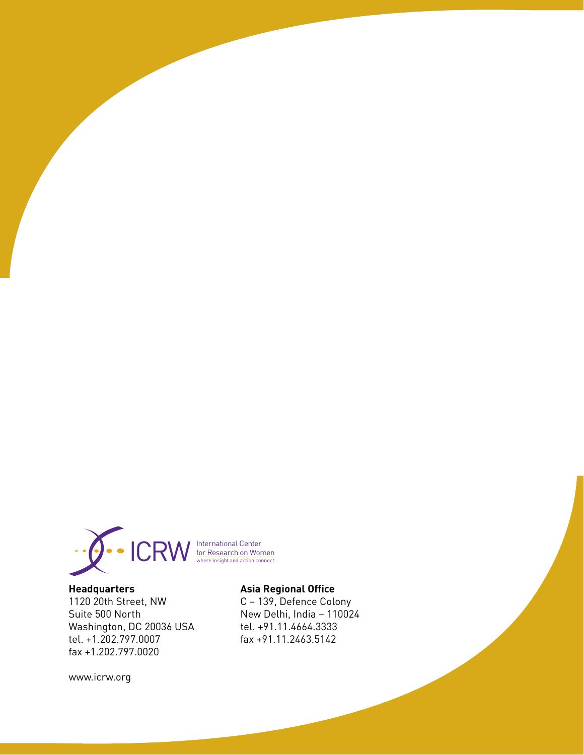ICRW International Center for Research on Women
where insight and action connect

**Headquarters**
1120 20th Street, NW
Suite 500 North
Washington, DC 20036 USA
tel. +1.202.797.0007
fax +1.202.797.0020

**Asia Regional Office**
C – 139, Defence Colony
New Delhi, India – 110024
tel. +91.11.4664.3333
fax +91.11.2463.5142

www.icrw.org